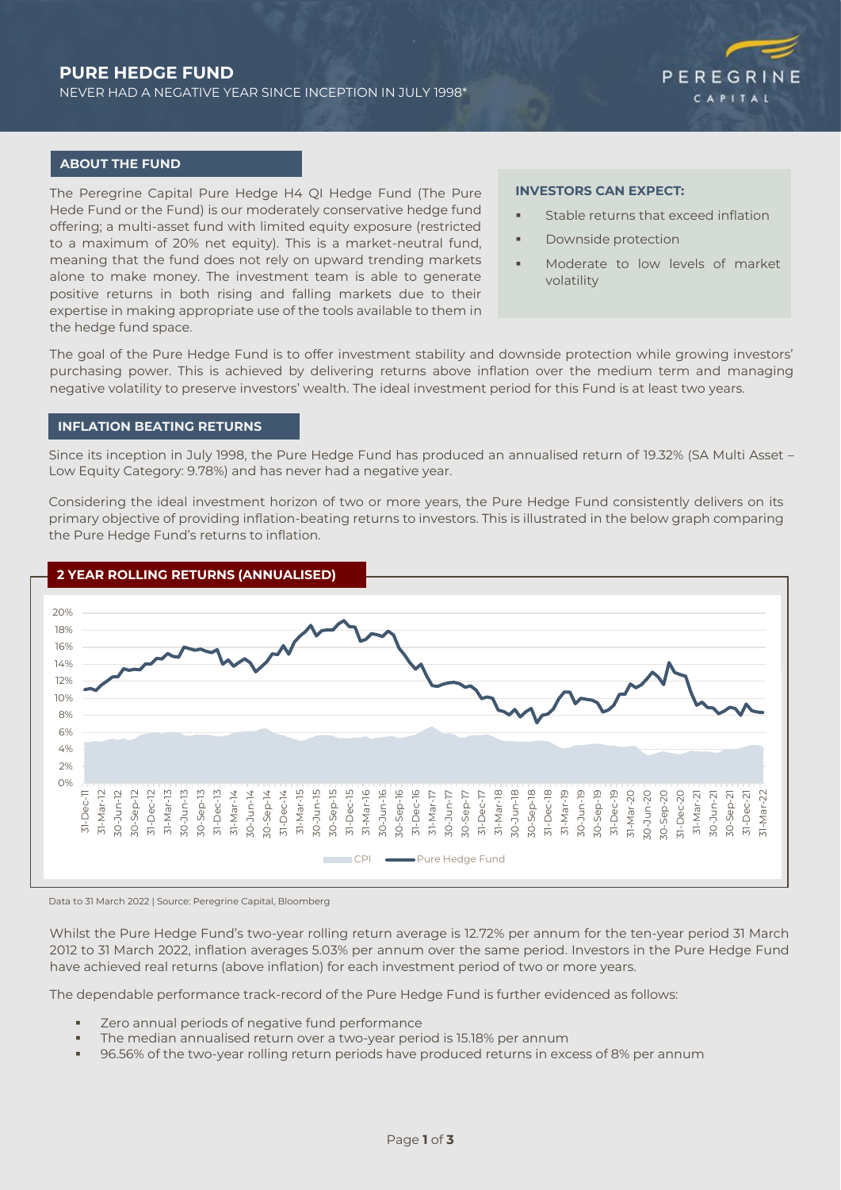# PURE HEDGE FUND

NEVER HAD A NEGATIVE YEAR SINCE INCEPTION IN JULY 1998*

PEREGRINE CAPITAL

## ABOUT THE FUND

The Peregrine Capital Pure Hedge H4 QI Hedge Fund (The Pure Hede Fund or the Fund) is our moderately conservative hedge fund offering; a multi-asset fund with limited equity exposure (restricted to a maximum of 20% net equity). This is a market-neutral fund, meaning that the fund does not rely on upward trending markets alone to make money. The investment team is able to generate positive returns in both rising and falling markets due to their expertise in making appropriate use of the tools available to them in the hedge fund space.

### INVESTORS CAN EXPECT:

- Stable returns that exceed inflation
- Downside protection
- Moderate to low levels of market volatility

The goal of the Pure Hedge Fund is to offer investment stability and downside protection while growing investors' purchasing power. This is achieved by delivering returns above inflation over the medium term and managing negative volatility to preserve investors' wealth. The ideal investment period for this Fund is at least two years.

## INFLATION BEATING RETURNS

Since its inception in July 1998, the Pure Hedge Fund has produced an annualised return of 19.32% (SA Multi Asset – Low Equity Category: 9.78%) and has never had a negative year.

Considering the ideal investment horizon of two or more years, the Pure Hedge Fund consistently delivers on its primary objective of providing inflation-beating returns to investors. This is illustrated in the below graph comparing the Pure Hedge Fund's returns to inflation.

## 2 YEAR ROLLING RETURNS (ANNUALISED)

Data to 31 March 2022 | Source: Peregrine Capital, Bloomberg

Whilst the Pure Hedge Fund's two-year rolling return average is 12.72% per annum for the ten-year period 31 March 2012 to 31 March 2022, inflation averages 5.03% per annum over the same period. Investors in the Pure Hedge Fund have achieved real returns (above inflation) for each investment period of two or more years.

The dependable performance track-record of the Pure Hedge Fund is further evidenced as follows:

- Zero annual periods of negative fund performance
- The median annualised return over a two-year period is 15.18% per annum
- 96.56% of the two-year rolling return periods have produced returns in excess of 8% per annum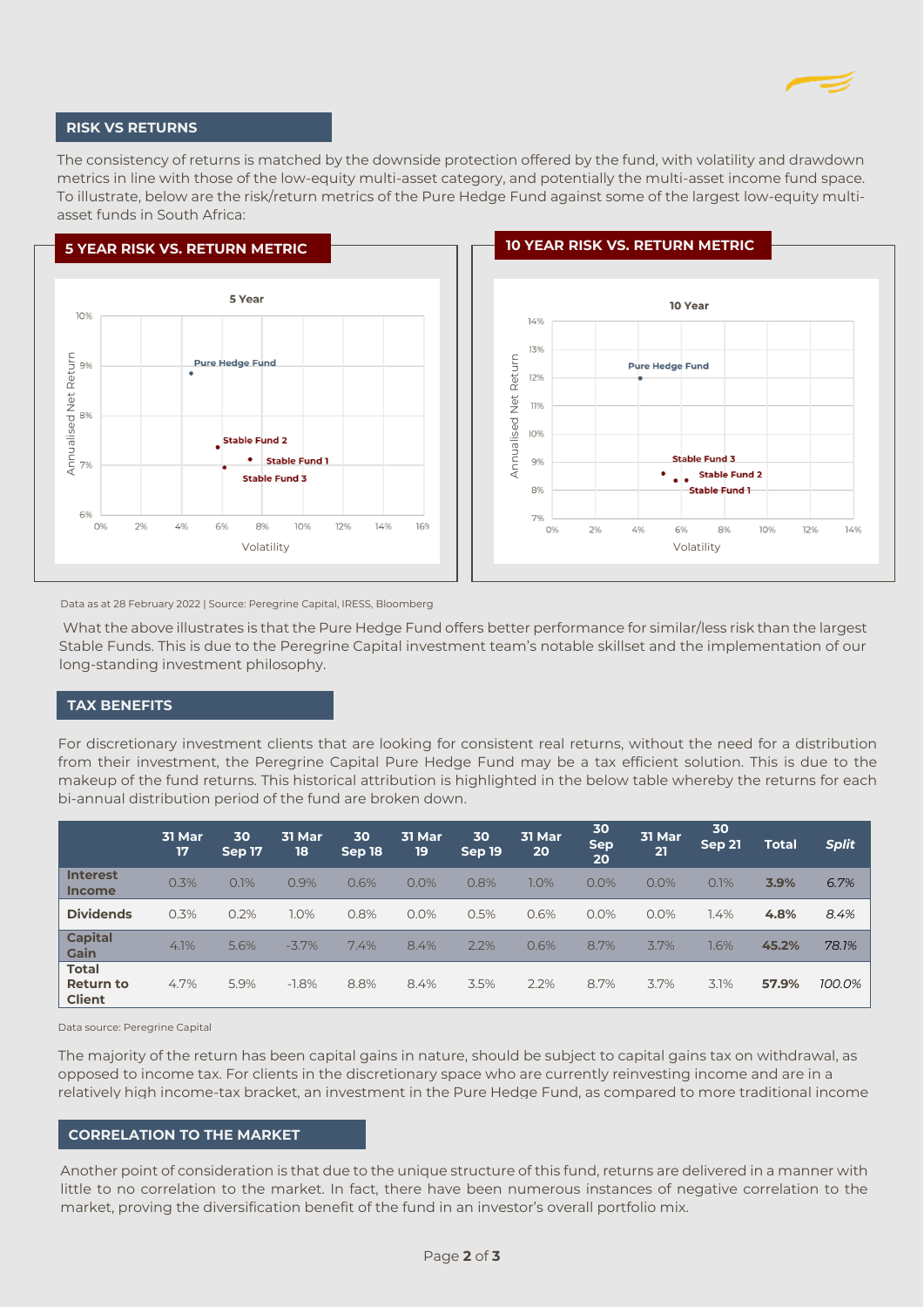## RISK VS RETURNS

The consistency of returns is matched by the downside protection offered by the fund, with volatility and drawdown metrics in line with those of the low-equity multi-asset category, and potentially the multi-asset income fund space. To illustrate, below are the risk/return metrics of the Pure Hedge Fund against some of the largest low-equity multi-asset funds in South Africa:

### 5 YEAR RISK VS. RETURN METRIC

### 10 YEAR RISK VS. RETURN METRIC

Data as at 28 February 2022 | Source: Peregrine Capital, IRESS, Bloomberg

What the above illustrates is that the Pure Hedge Fund offers better performance for similar/less risk than the largest Stable Funds. This is due to the Peregrine Capital investment team's notable skillset and the implementation of our long-standing investment philosophy.

## TAX BENEFITS

For discretionary investment clients that are looking for consistent real returns, without the need for a distribution from their investment, the Peregrine Capital Pure Hedge Fund may be a tax efficient solution. This is due to the makeup of the fund returns. This historical attribution is highlighted in the below table whereby the returns for each bi-annual distribution period of the fund are broken down.

| | 31 Mar 17 | 30 Sep 17 | 31 Mar 18 | 30 Sep 18 | 31 Mar 19 | 30 Sep 19 | 31 Mar 20 | 30 Sep 20 | 31 Mar 21 | 30 Sep 21 | Total | *Split* |
|---|---|---|---|---|---|---|---|---|---|---|---|---|
| **Interest Income** | 0.3% | 0.1% | 0.9% | 0.6% | 0.0% | 0.8% | 1.0% | 0.0% | 0.0% | 0.1% | **3.9%** | *6.7%* |
| **Dividends** | 0.3% | 0.2% | 1.0% | 0.8% | 0.0% | 0.5% | 0.6% | 0.0% | 0.0% | 1.4% | **4.8%** | *8.4%* |
| **Capital Gain** | 4.1% | 5.6% | -3.7% | 7.4% | 8.4% | 2.2% | 0.6% | 8.7% | 3.7% | 1.6% | **45.2%** | *78.1%* |
| **Total Return to Client** | 4.7% | 5.9% | -1.8% | 8.8% | 8.4% | 3.5% | 2.2% | 8.7% | 3.7% | 3.1% | **57.9%** | *100.0%* |

Data source: Peregrine Capital

The majority of the return has been capital gains in nature, should be subject to capital gains tax on withdrawal, as opposed to income tax. For clients in the discretionary space who are currently reinvesting income and are in a relatively high income-tax bracket, an investment in the Pure Hedge Fund, as compared to more traditional income

## CORRELATION TO THE MARKET

Another point of consideration is that due to the unique structure of this fund, returns are delivered in a manner with little to no correlation to the market. In fact, there have been numerous instances of negative correlation to the market, proving the diversification benefit of the fund in an investor's overall portfolio mix.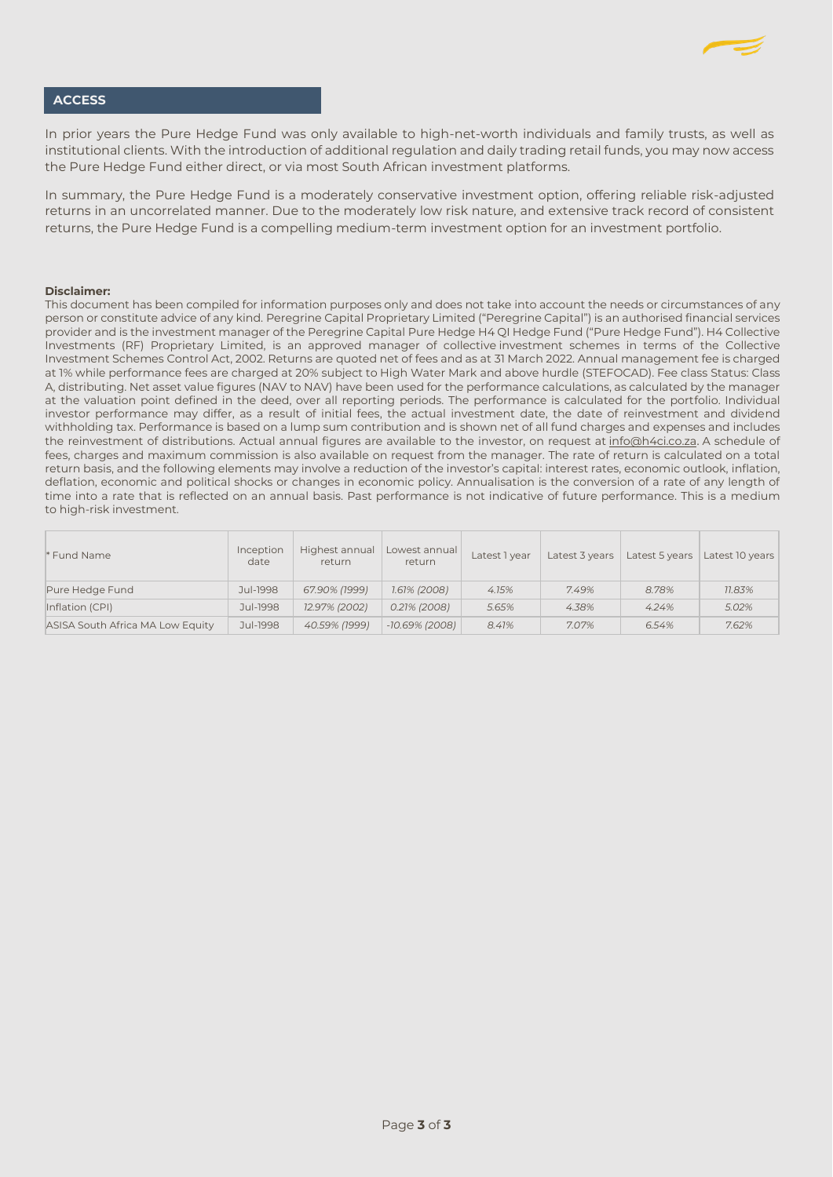## ACCESS

In prior years the Pure Hedge Fund was only available to high-net-worth individuals and family trusts, as well as institutional clients. With the introduction of additional regulation and daily trading retail funds, you may now access the Pure Hedge Fund either direct, or via most South African investment platforms.

In summary, the Pure Hedge Fund is a moderately conservative investment option, offering reliable risk-adjusted returns in an uncorrelated manner. Due to the moderately low risk nature, and extensive track record of consistent returns, the Pure Hedge Fund is a compelling medium-term investment option for an investment portfolio.

**Disclaimer:**
This document has been compiled for information purposes only and does not take into account the needs or circumstances of any person or constitute advice of any kind. Peregrine Capital Proprietary Limited ("Peregrine Capital") is an authorised financial services provider and is the investment manager of the Peregrine Capital Pure Hedge H4 QI Hedge Fund ("Pure Hedge Fund"). H4 Collective Investments (RF) Proprietary Limited, is an approved manager of collective investment schemes in terms of the Collective Investment Schemes Control Act, 2002. Returns are quoted net of fees and as at 31 March 2022. Annual management fee is charged at 1% while performance fees are charged at 20% subject to High Water Mark and above hurdle (STEFOCAD). Fee class Status: Class A, distributing. Net asset value figures (NAV to NAV) have been used for the performance calculations, as calculated by the manager at the valuation point defined in the deed, over all reporting periods. The performance is calculated for the portfolio. Individual investor performance may differ, as a result of initial fees, the actual investment date, the date of reinvestment and dividend withholding tax. Performance is based on a lump sum contribution and is shown net of all fund charges and expenses and includes the reinvestment of distributions. Actual annual figures are available to the investor, on request at info@h4ci.co.za. A schedule of fees, charges and maximum commission is also available on request from the manager. The rate of return is calculated on a total return basis, and the following elements may involve a reduction of the investor's capital: interest rates, economic outlook, inflation, deflation, economic and political shocks or changes in economic policy. Annualisation is the conversion of a rate of any length of time into a rate that is reflected on an annual basis. Past performance is not indicative of future performance. This is a medium to high-risk investment.

| * Fund Name | Inception date | Highest annual return | Lowest annual return | Latest 1 year | Latest 3 years | Latest 5 years | Latest 10 years |
|---|---|---|---|---|---|---|---|
| Pure Hedge Fund | Jul-1998 | *67.90% (1999)* | *1.61% (2008)* | *4.15%* | *7.49%* | *8.78%* | *11.83%* |
| Inflation (CPI) | Jul-1998 | *12.97% (2002)* | *0.21% (2008)* | *5.65%* | *4.38%* | *4.24%* | *5.02%* |
| ASISA South Africa MA Low Equity | Jul-1998 | *40.59% (1999)* | *-10.69% (2008)* | *8.41%* | *7.07%* | *6.54%* | *7.62%* |